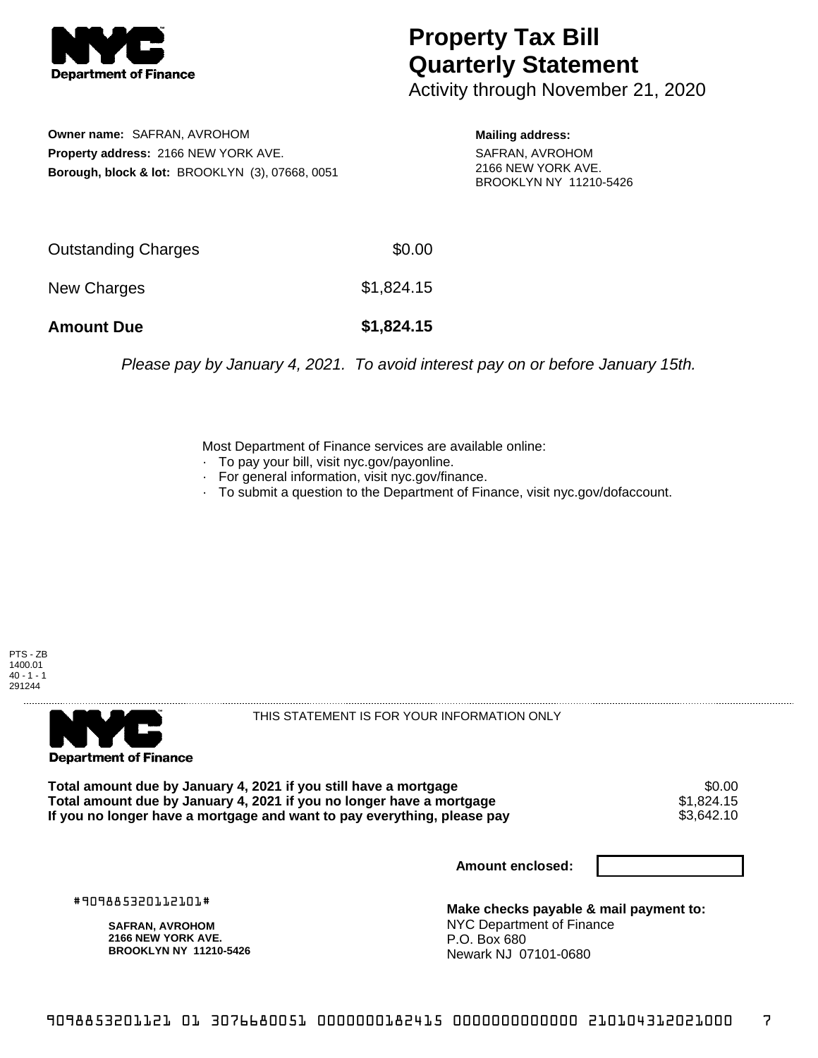NYC Department of Finance

# Property Tax Bill Quarterly Statement

Activity through November 21, 2020

**Owner name:** SAFRAN, AVROHOM
**Property address:** 2166 NEW YORK AVE.
**Borough, block & lot:** BROOKLYN (3), 07668, 0051

**Mailing address:**
SAFRAN, AVROHOM
2166 NEW YORK AVE.
BROOKLYN NY 11210-5426

| | |
|---|---|
| Outstanding Charges | $0.00 |
| New Charges | $1,824.15 |
| **Amount Due** | **$1,824.15** |

*Please pay by January 4, 2021. To avoid interest pay on or before January 15th.*

Most Department of Finance services are available online:
- To pay your bill, visit nyc.gov/payonline.
- For general information, visit nyc.gov/finance.
- To submit a question to the Department of Finance, visit nyc.gov/dofaccount.

PTS - ZB
1400.01
40 - 1 - 1
291244

NYC Department of Finance

THIS STATEMENT IS FOR YOUR INFORMATION ONLY

| | |
|---|---|
| **Total amount due by January 4, 2021 if you still have a mortgage** | $0.00 |
| **Total amount due by January 4, 2021 if you no longer have a mortgage** | $1,824.15 |
| **If you no longer have a mortgage and want to pay everything, please pay** | $3,642.10 |

**Amount enclosed:**

#909885320112101#

**SAFRAN, AVROHOM**
**2166 NEW YORK AVE.**
**BROOKLYN NY 11210-5426**

**Make checks payable & mail payment to:**
NYC Department of Finance
P.O. Box 680
Newark NJ 07101-0680

9098853201121 01 3076680051 0000000182415 0000000000000 210104312021000 7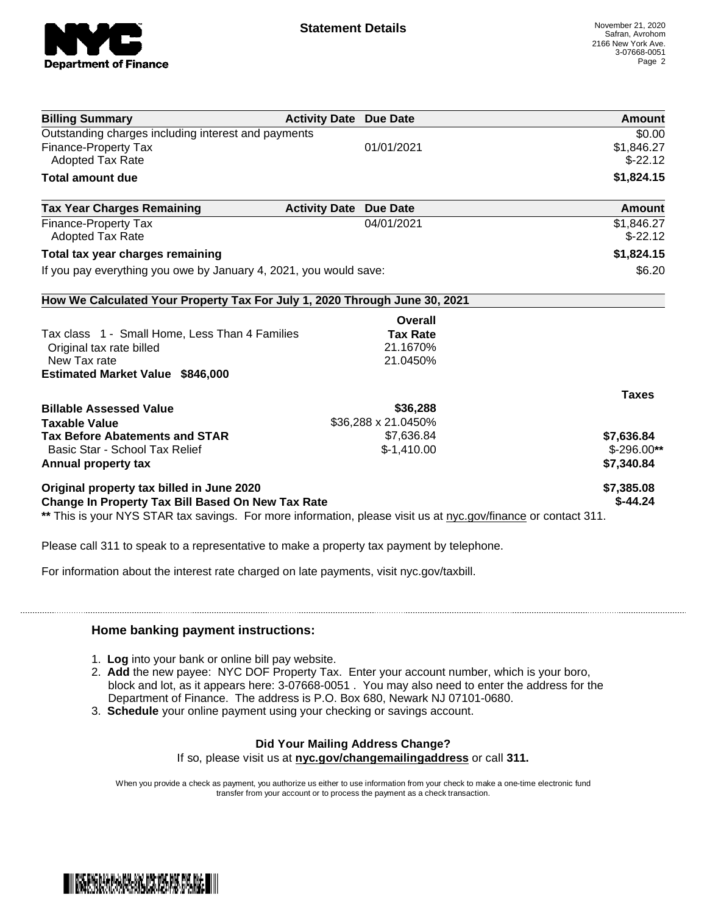**Statement Details**

November 21, 2020
Safran, Avrohom
2166 New York Ave.
3-07668-0051

| Billing Summary | Activity Date | Due Date | Amount |
|---|---|---|---|
| Outstanding charges including interest and payments | | | $0.00 |
| Finance-Property Tax | | 01/01/2021 | $1,846.27 |
| Adopted Tax Rate | | | $-22.12 |
| **Total amount due** | | | **$1,824.15** |

| Tax Year Charges Remaining | Activity Date | Due Date | Amount |
|---|---|---|---|
| Finance-Property Tax | | 04/01/2021 | $1,846.27 |
| Adopted Tax Rate | | | $-22.12 |
| **Total tax year charges remaining** | | | **$1,824.15** |
| If you pay everything you owe by January 4, 2021, you would save: | | | $6.20 |

**How We Calculated Your Property Tax For July 1, 2020 Through June 30, 2021**

| | Overall Tax Rate | Taxes |
|---|---|---|
| Tax class 1 - Small Home, Less Than 4 Families | | |
| Original tax rate billed | 21.1670% | |
| New Tax rate | 21.0450% | |
| **Estimated Market Value $846,000** | | |
| **Billable Assessed Value** | **$36,288** | |
| **Taxable Value** | $36,288 x 21.0450% | |
| **Tax Before Abatements and STAR** | $7,636.84 | **$7,636.84** |
| Basic Star - School Tax Relief | $-1,410.00 | $-296.00** |
| **Annual property tax** | | **$7,340.84** |
| **Original property tax billed in June 2020** | | **$7,385.08** |
| **Change In Property Tax Bill Based On New Tax Rate** | | **$-44.24** |

** This is your NYS STAR tax savings. For more information, please visit us at nyc.gov/finance or contact 311.

Please call 311 to speak to a representative to make a property tax payment by telephone.

For information about the interest rate charged on late payments, visit nyc.gov/taxbill.

### Home banking payment instructions:

1. **Log** into your bank or online bill pay website.
2. **Add** the new payee: NYC DOF Property Tax. Enter your account number, which is your boro, block and lot, as it appears here: 3-07668-0051 . You may also need to enter the address for the Department of Finance. The address is P.O. Box 680, Newark NJ 07101-0680.
3. **Schedule** your online payment using your checking or savings account.

**Did Your Mailing Address Change?**

If so, please visit us at **nyc.gov/changemailingaddress** or call **311.**

When you provide a check as payment, you authorize us either to use information from your check to make a one-time electronic fund transfer from your account or to process the payment as a check transaction.